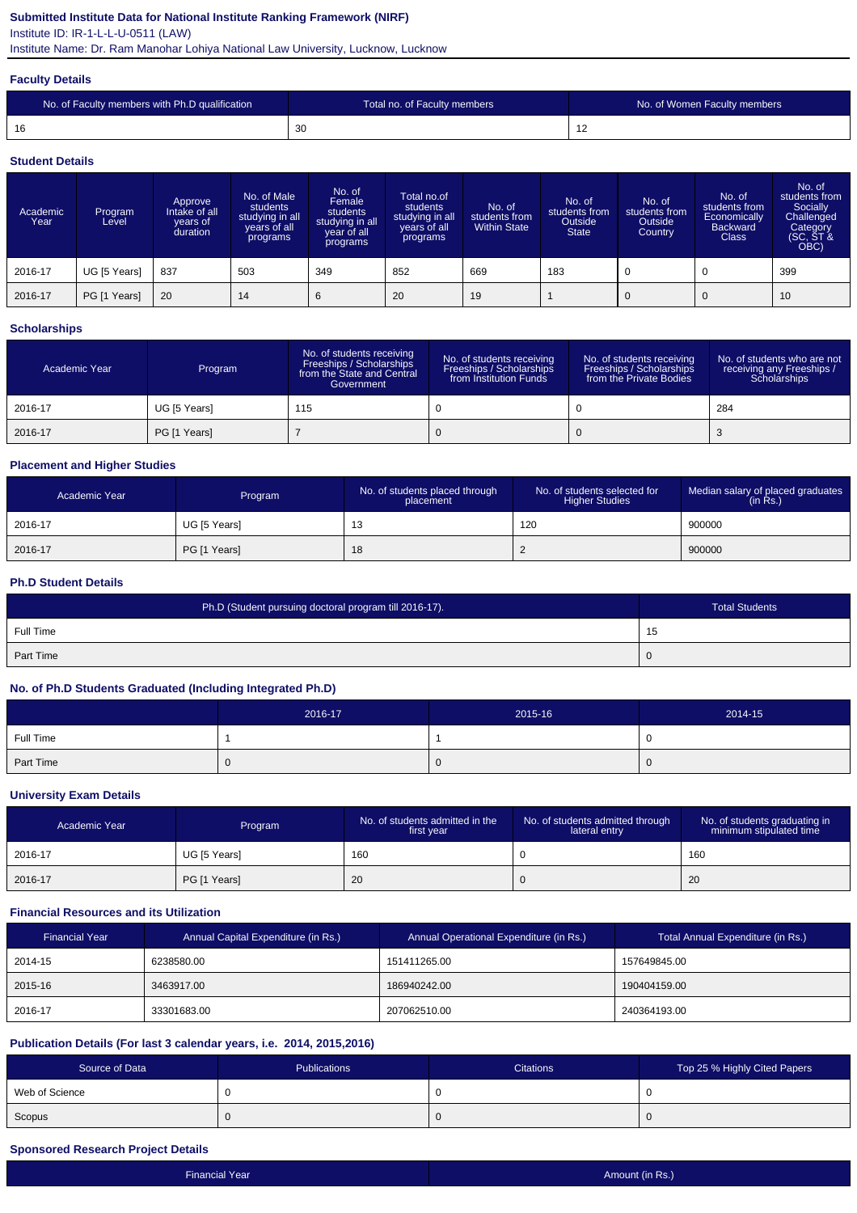# Submitted Institute Data for National Institute Ranking Framework (NIRF)

Institute ID: IR-1-L-L-U-0511 (LAW)

Institute Name: Dr. Ram Manohar Lohiya National Law University, Lucknow, Lucknow

## Faculty Details

| No. of Faculty members with Ph.D qualification | Total no. of Faculty members | No. of Women Faculty members |
|---|---|---|
| 16 | 30 | 12 |

## Student Details

| Academic Year | Program Level | Approve Intake of all years of duration | No. of Male students studying in all years of all programs | No. of Female students studying in all year of all programs | Total no.of students studying in all years of all programs | No. of students from Within State | No. of students from Outside State | No. of students from Outside Country | No. of students from Economically Backward Class | No. of students from Socially Challenged Category (SC, ST & OBC) |
|---|---|---|---|---|---|---|---|---|---|---|
| 2016-17 | UG [5 Years] | 837 | 503 | 349 | 852 | 669 | 183 | 0 | 0 | 399 |
| 2016-17 | PG [1 Years] | 20 | 14 | 6 | 20 | 19 | 1 | 0 | 0 | 10 |

## Scholarships

| Academic Year | Program | No. of students receiving Freeships / Scholarships from the State and Central Government | No. of students receiving Freeships / Scholarships from Institution Funds | No. of students receiving Freeships / Scholarships from the Private Bodies | No. of students who are not receiving any Freeships / Scholarships |
|---|---|---|---|---|---|
| 2016-17 | UG [5 Years] | 115 | 0 | 0 | 284 |
| 2016-17 | PG [1 Years] | 7 | 0 | 0 | 3 |

## Placement and Higher Studies

| Academic Year | Program | No. of students placed through placement | No. of students selected for Higher Studies | Median salary of placed graduates (in Rs.) |
|---|---|---|---|---|
| 2016-17 | UG [5 Years] | 13 | 120 | 900000 |
| 2016-17 | PG [1 Years] | 18 | 2 | 900000 |

## Ph.D Student Details

| Ph.D (Student pursuing doctoral program till 2016-17). | Total Students |
|---|---|
| Full Time | 15 |
| Part Time | 0 |

## No. of Ph.D Students Graduated (Including Integrated Ph.D)

| | 2016-17 | 2015-16 | 2014-15 |
|---|---|---|---|
| Full Time | 1 | 1 | 0 |
| Part Time | 0 | 0 | 0 |

## University Exam Details

| Academic Year | Program | No. of students admitted in the first year | No. of students admitted through lateral entry | No. of students graduating in minimum stipulated time |
|---|---|---|---|---|
| 2016-17 | UG [5 Years] | 160 | 0 | 160 |
| 2016-17 | PG [1 Years] | 20 | 0 | 20 |

## Financial Resources and its Utilization

| Financial Year | Annual Capital Expenditure (in Rs.) | Annual Operational Expenditure (in Rs.) | Total Annual Expenditure (in Rs.) |
|---|---|---|---|
| 2014-15 | 6238580.00 | 151411265.00 | 157649845.00 |
| 2015-16 | 3463917.00 | 186940242.00 | 190404159.00 |
| 2016-17 | 33301683.00 | 207062510.00 | 240364193.00 |

## Publication Details (For last 3 calendar years, i.e. 2014, 2015,2016)

| Source of Data | Publications | Citations | Top 25 % Highly Cited Papers |
|---|---|---|---|
| Web of Science | 0 | 0 | 0 |
| Scopus | 0 | 0 | 0 |

## Sponsored Research Project Details

| Financial Year | Amount (in Rs.) |
|---|---|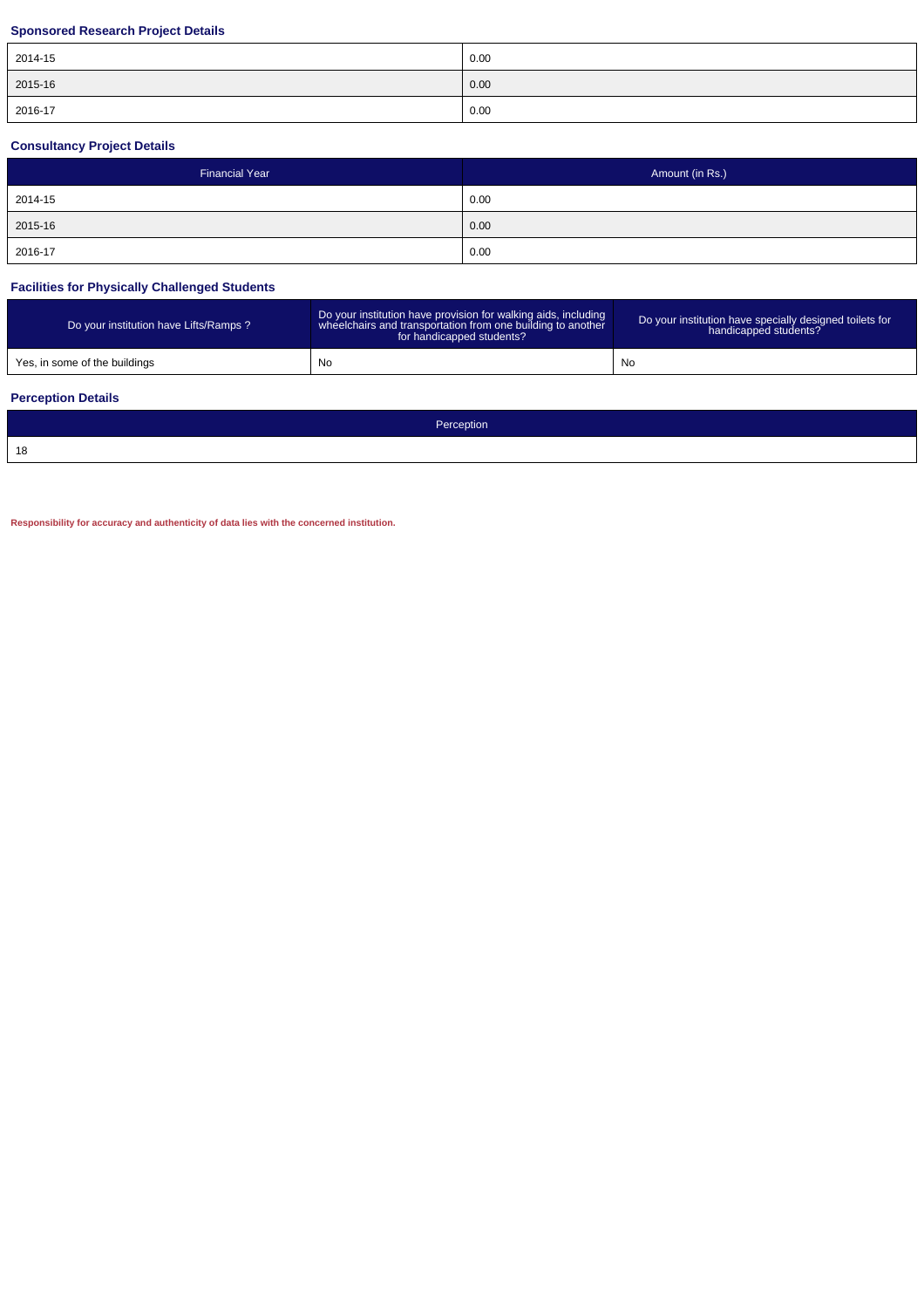### Sponsored Research Project Details

| | |
|---|---|
| 2014-15 | 0.00 |
| 2015-16 | 0.00 |
| 2016-17 | 0.00 |

### Consultancy Project Details

| Financial Year | Amount (in Rs.) |
|---|---|
| 2014-15 | 0.00 |
| 2015-16 | 0.00 |
| 2016-17 | 0.00 |

### Facilities for Physically Challenged Students

| Do your institution have Lifts/Ramps ? | Do your institution have provision for walking aids, including wheelchairs and transportation from one building to another for handicapped students? | Do your institution have specially designed toilets for handicapped students? |
|---|---|---|
| Yes, in some of the buildings | No | No |

### Perception Details

| Perception |
|---|
| 18 |

**Responsibility for accuracy and authenticity of data lies with the concerned institution.**